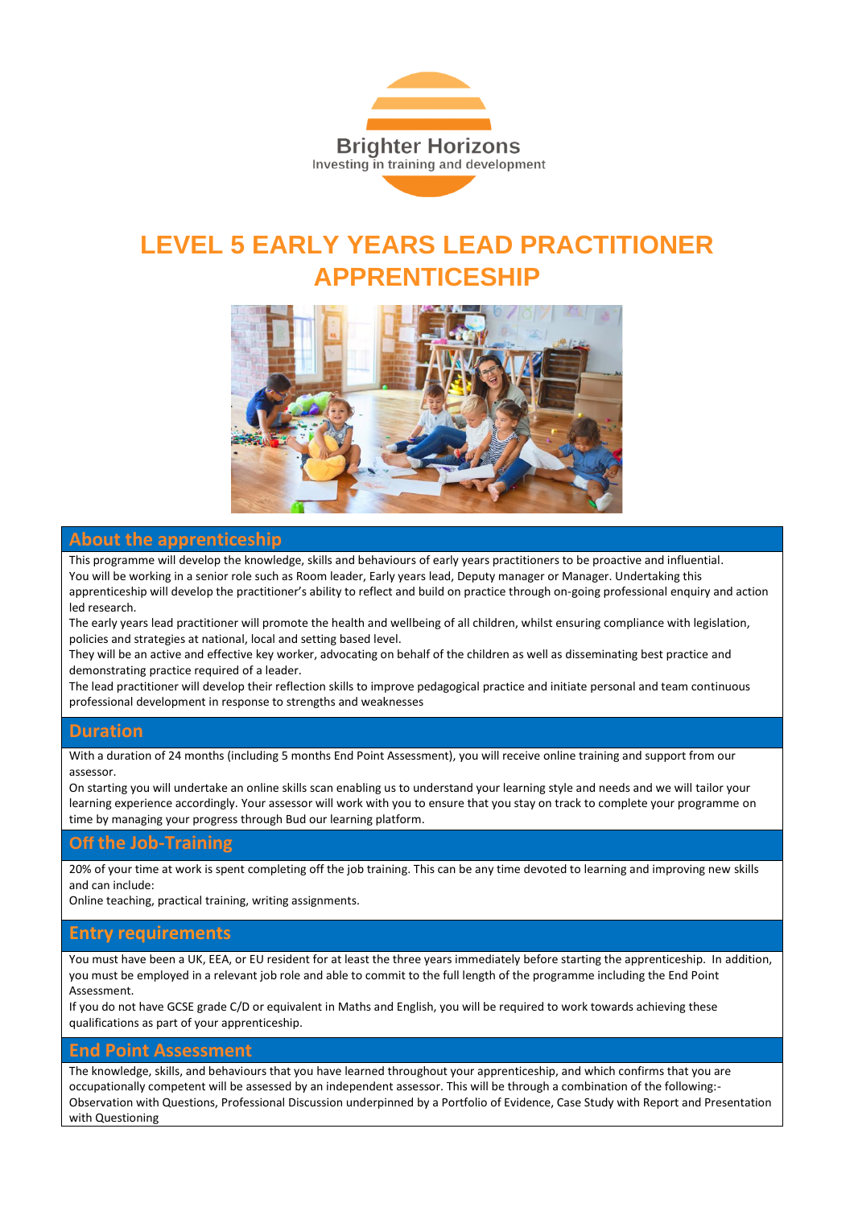Brighter Horizons
Investing in training and development

# LEVEL 5 EARLY YEARS LEAD PRACTITIONER APPRENTICESHIP

## About the apprenticeship

This programme will develop the knowledge, skills and behaviours of early years practitioners to be proactive and influential. You will be working in a senior role such as Room leader, Early years lead, Deputy manager or Manager. Undertaking this apprenticeship will develop the practitioner's ability to reflect and build on practice through on-going professional enquiry and action led research.

The early years lead practitioner will promote the health and wellbeing of all children, whilst ensuring compliance with legislation, policies and strategies at national, local and setting based level.

They will be an active and effective key worker, advocating on behalf of the children as well as disseminating best practice and demonstrating practice required of a leader.

The lead practitioner will develop their reflection skills to improve pedagogical practice and initiate personal and team continuous professional development in response to strengths and weaknesses

## Duration

With a duration of 24 months (including 5 months End Point Assessment), you will receive online training and support from our assessor.

On starting you will undertake an online skills scan enabling us to understand your learning style and needs and we will tailor your learning experience accordingly. Your assessor will work with you to ensure that you stay on track to complete your programme on time by managing your progress through Bud our learning platform.

## Off the Job-Training

20% of your time at work is spent completing off the job training. This can be any time devoted to learning and improving new skills and can include:

Online teaching, practical training, writing assignments.

## Entry requirements

You must have been a UK, EEA, or EU resident for at least the three years immediately before starting the apprenticeship. In addition, you must be employed in a relevant job role and able to commit to the full length of the programme including the End Point Assessment.

If you do not have GCSE grade C/D or equivalent in Maths and English, you will be required to work towards achieving these qualifications as part of your apprenticeship.

## End Point Assessment

The knowledge, skills, and behaviours that you have learned throughout your apprenticeship, and which confirms that you are occupationally competent will be assessed by an independent assessor. This will be through a combination of the following:- Observation with Questions, Professional Discussion underpinned by a Portfolio of Evidence, Case Study with Report and Presentation with Questioning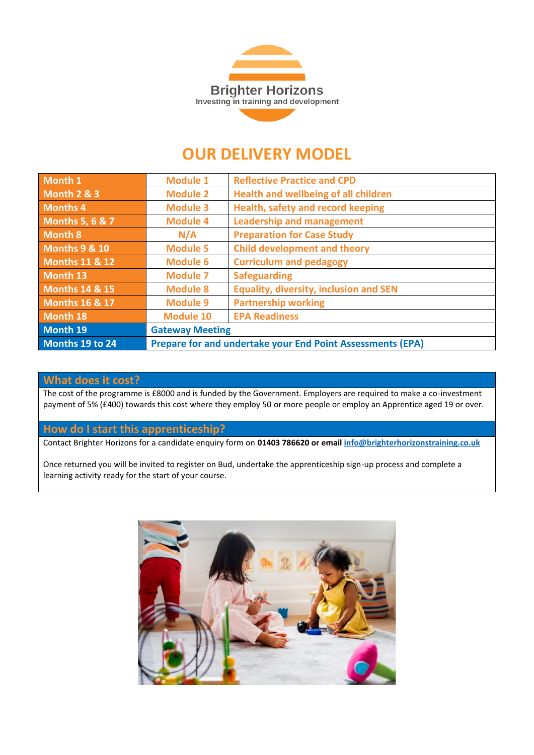Brighter Horizons
Investing in training and development

# OUR DELIVERY MODEL

| | | |
|---|---|---|
| Month 1 | Module 1 | Reflective Practice and CPD |
| Month 2 & 3 | Module 2 | Health and wellbeing of all children |
| Months 4 | Module 3 | Health, safety and record keeping |
| Months 5, 6 & 7 | Module 4 | Leadership and management |
| Month 8 | N/A | Preparation for Case Study |
| Months 9 & 10 | Module 5 | Child development and theory |
| Months 11 & 12 | Module 6 | Curriculum and pedagogy |
| Month 13 | Module 7 | Safeguarding |
| Months 14 & 15 | Module 8 | Equality, diversity, inclusion and SEN |
| Months 16 & 17 | Module 9 | Partnership working |
| Month 18 | Module 10 | EPA Readiness |
| Month 19 | Gateway Meeting | |
| Months 19 to 24 | Prepare for and undertake your End Point Assessments (EPA) | |

## What does it cost?

The cost of the programme is £8000 and is funded by the Government. Employers are required to make a co-investment payment of 5% (£400) towards this cost where they employ 50 or more people or employ an Apprentice aged 19 or over.

## How do I start this apprenticeship?

Contact Brighter Horizons for a candidate enquiry form on **01403 786620 or email** info@brighterhorizonstraining.co.uk

Once returned you will be invited to register on Bud, undertake the apprenticeship sign-up process and complete a learning activity ready for the start of your course.